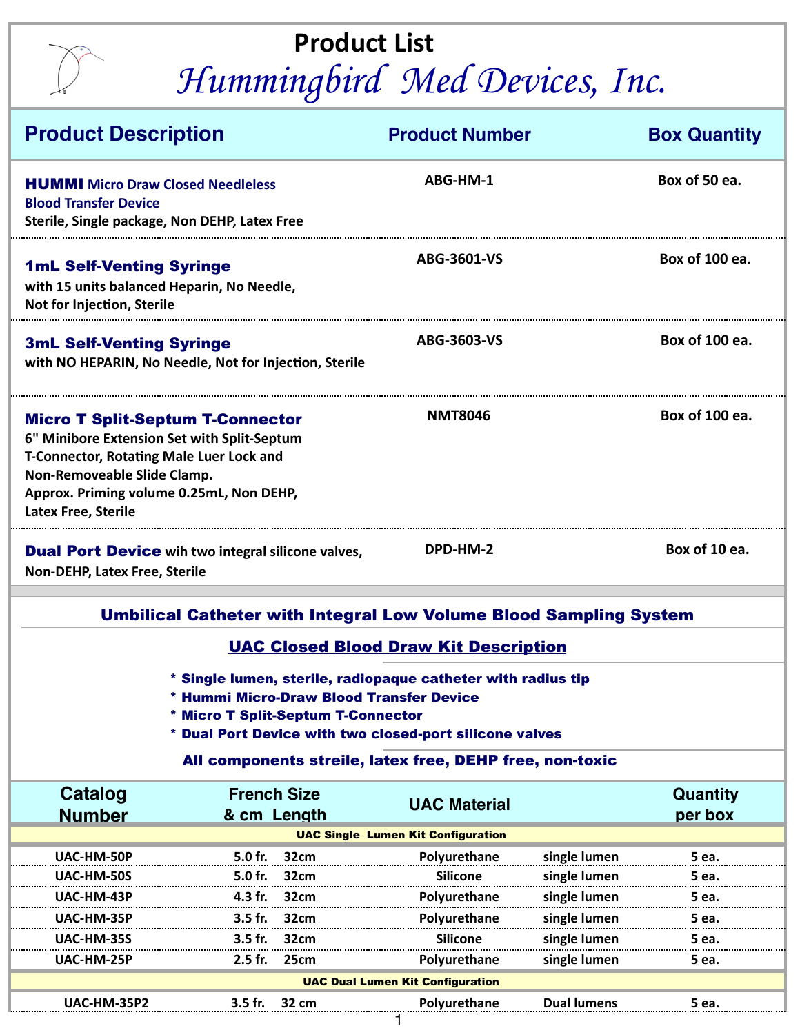# Product List

## *Hummingbird Med Devices, Inc.*

| Product Description | Product Number | Box Quantity |
|---|---|---|
| **HUMMI Micro Draw Closed Needleless Blood Transfer Device**<br>Sterile, Single package, Non DEHP, Latex Free | ABG-HM-1 | Box of 50 ea. |
| **1mL Self-Venting Syringe**<br>with 15 units balanced Heparin, No Needle, Not for Injection, Sterile | ABG-3601-VS | Box of 100 ea. |
| **3mL Self-Venting Syringe**<br>with NO HEPARIN, No Needle, Not for Injection, Sterile | ABG-3603-VS | Box of 100 ea. |
| **Micro T Split-Septum T-Connector**<br>6" Minibore Extension Set with Split-Septum T-Connector, Rotating Male Luer Lock and Non-Removeable Slide Clamp.<br>Approx. Priming volume 0.25mL, Non DEHP, Latex Free, Sterile | NMT8046 | Box of 100 ea. |
| **Dual Port Device** wih two integral silicone valves, Non-DEHP, Latex Free, Sterile | DPD-HM-2 | Box of 10 ea. |

### Umbilical Catheter with Integral Low Volume Blood Sampling System

#### UAC Closed Blood Draw Kit Description

* Single lumen, sterile, radiopaque catheter with radius tip
* Hummi Micro-Draw Blood Transfer Device
* Micro T Split-Septum T-Connector
* Dual Port Device with two closed-port silicone valves

**All components streile, latex free, DEHP free, non-toxic**

| Catalog Number | French Size & cm Length | UAC Material | | Quantity per box |
|---|---|---|---|---|
| **UAC Single Lumen Kit Configuration** | | | | |
| UAC-HM-50P | 5.0 fr. 32cm | Polyurethane | single lumen | 5 ea. |
| UAC-HM-50S | 5.0 fr. 32cm | Silicone | single lumen | 5 ea. |
| UAC-HM-43P | 4.3 fr. 32cm | Polyurethane | single lumen | 5 ea. |
| UAC-HM-35P | 3.5 fr. 32cm | Polyurethane | single lumen | 5 ea. |
| UAC-HM-35S | 3.5 fr. 32cm | Silicone | single lumen | 5 ea. |
| UAC-HM-25P | 2.5 fr. 25cm | Polyurethane | single lumen | 5 ea. |
| **UAC Dual Lumen Kit Configuration** | | | | |
| UAC-HM-35P2 | 3.5 fr. 32 cm | Polyurethane | Dual lumens | 5 ea. |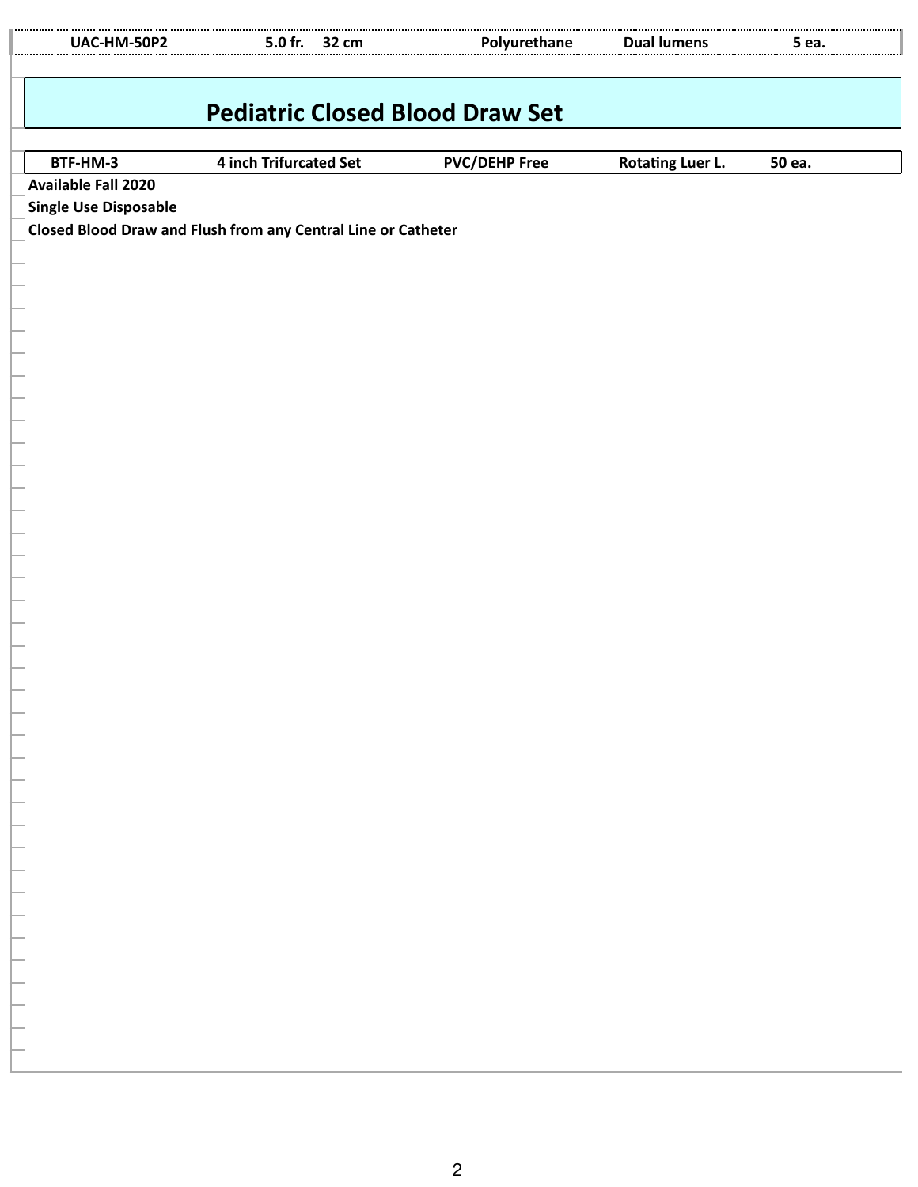| | | | | |
|---|---|---|---|---|
| UAC-HM-50P2 | 5.0 fr. 32 cm | Polyurethane | Dual lumens | 5 ea. |

## Pediatric Closed Blood Draw Set

| | | | | |
|---|---|---|---|---|
| BTF-HM-3 | 4 inch Trifurcated Set | PVC/DEHP Free | Rotating Luer L. | 50 ea. |

**Available Fall 2020**

**Single Use Disposable**

**Closed Blood Draw and Flush from any Central Line or Catheter**